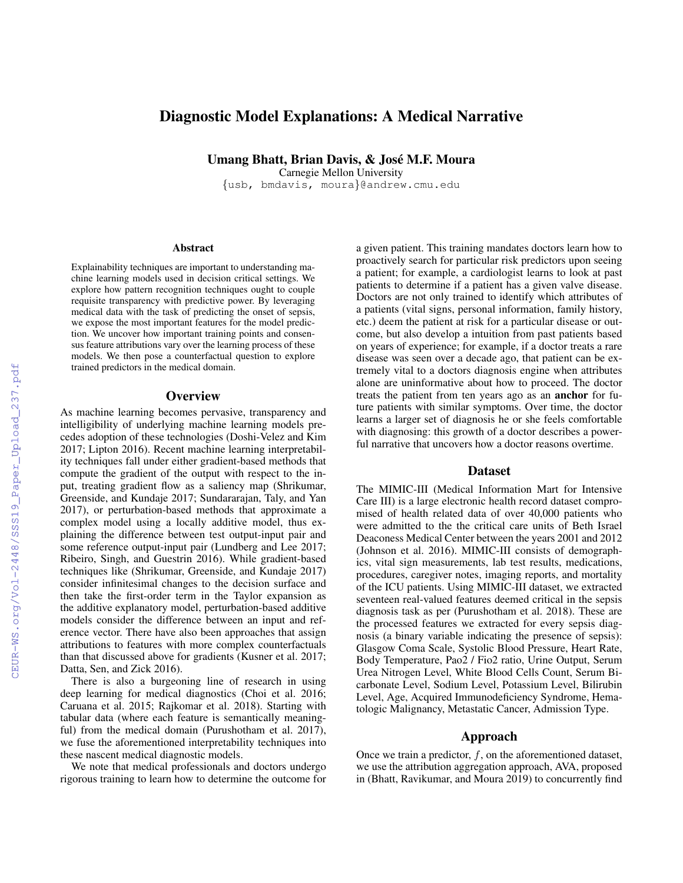# Diagnostic Model Explanations: A Medical Narrative

**Umang Bhatt, Brian Davis, & José M.F. Moura**

Carnegie Mellon University

{usb, bmdavis, moura}@andrew.cmu.edu

## Abstract

Explainability techniques are important to understanding machine learning models used in decision critical settings. We explore how pattern recognition techniques ought to couple requisite transparency with predictive power. By leveraging medical data with the task of predicting the onset of sepsis, we expose the most important features for the model prediction. We uncover how important training points and consensus feature attributions vary over the learning process of these models. We then pose a counterfactual question to explore trained predictors in the medical domain.

## Overview

As machine learning becomes pervasive, transparency and intelligibility of underlying machine learning models precedes adoption of these technologies (Doshi-Velez and Kim 2017; Lipton 2016). Recent machine learning interpretability techniques fall under either gradient-based methods that compute the gradient of the output with respect to the input, treating gradient flow as a saliency map (Shrikumar, Greenside, and Kundaje 2017; Sundararajan, Taly, and Yan 2017), or perturbation-based methods that approximate a complex model using a locally additive model, thus explaining the difference between test output-input pair and some reference output-input pair (Lundberg and Lee 2017; Ribeiro, Singh, and Guestrin 2016). While gradient-based techniques like (Shrikumar, Greenside, and Kundaje 2017) consider infinitesimal changes to the decision surface and then take the first-order term in the Taylor expansion as the additive explanatory model, perturbation-based additive models consider the difference between an input and reference vector. There have also been approaches that assign attributions to features with more complex counterfactuals than that discussed above for gradients (Kusner et al. 2017; Datta, Sen, and Zick 2016).

There is also a burgeoning line of research in using deep learning for medical diagnostics (Choi et al. 2016; Caruana et al. 2015; Rajkomar et al. 2018). Starting with tabular data (where each feature is semantically meaningful) from the medical domain (Purushotham et al. 2017), we fuse the aforementioned interpretability techniques into these nascent medical diagnostic models.

We note that medical professionals and doctors undergo rigorous training to learn how to determine the outcome for a given patient. This training mandates doctors learn how to proactively search for particular risk predictors upon seeing a patient; for example, a cardiologist learns to look at past patients to determine if a patient has a given valve disease. Doctors are not only trained to identify which attributes of a patients (vital signs, personal information, family history, etc.) deem the patient at risk for a particular disease or outcome, but also develop a intuition from past patients based on years of experience; for example, if a doctor treats a rare disease was seen over a decade ago, that patient can be extremely vital to a doctors diagnosis engine when attributes alone are uninformative about how to proceed. The doctor treats the patient from ten years ago as an **anchor** for future patients with similar symptoms. Over time, the doctor learns a larger set of diagnosis he or she feels comfortable with diagnosing: this growth of a doctor describes a powerful narrative that uncovers how a doctor reasons overtime.

## Dataset

The MIMIC-III (Medical Information Mart for Intensive Care III) is a large electronic health record dataset compromised of health related data of over 40,000 patients who were admitted to the the critical care units of Beth Israel Deaconess Medical Center between the years 2001 and 2012 (Johnson et al. 2016). MIMIC-III consists of demographics, vital sign measurements, lab test results, medications, procedures, caregiver notes, imaging reports, and mortality of the ICU patients. Using MIMIC-III dataset, we extracted seventeen real-valued features deemed critical in the sepsis diagnosis task as per (Purushotham et al. 2018). These are the processed features we extracted for every sepsis diagnosis (a binary variable indicating the presence of sepsis): Glasgow Coma Scale, Systolic Blood Pressure, Heart Rate, Body Temperature, Pao2 / Fio2 ratio, Urine Output, Serum Urea Nitrogen Level, White Blood Cells Count, Serum Bicarbonate Level, Sodium Level, Potassium Level, Bilirubin Level, Age, Acquired Immunodeficiency Syndrome, Hematologic Malignancy, Metastatic Cancer, Admission Type.

## Approach

Once we train a predictor, $f$, on the aforementioned dataset, we use the attribution aggregation approach, AVA, proposed in (Bhatt, Ravikumar, and Moura 2019) to concurrently find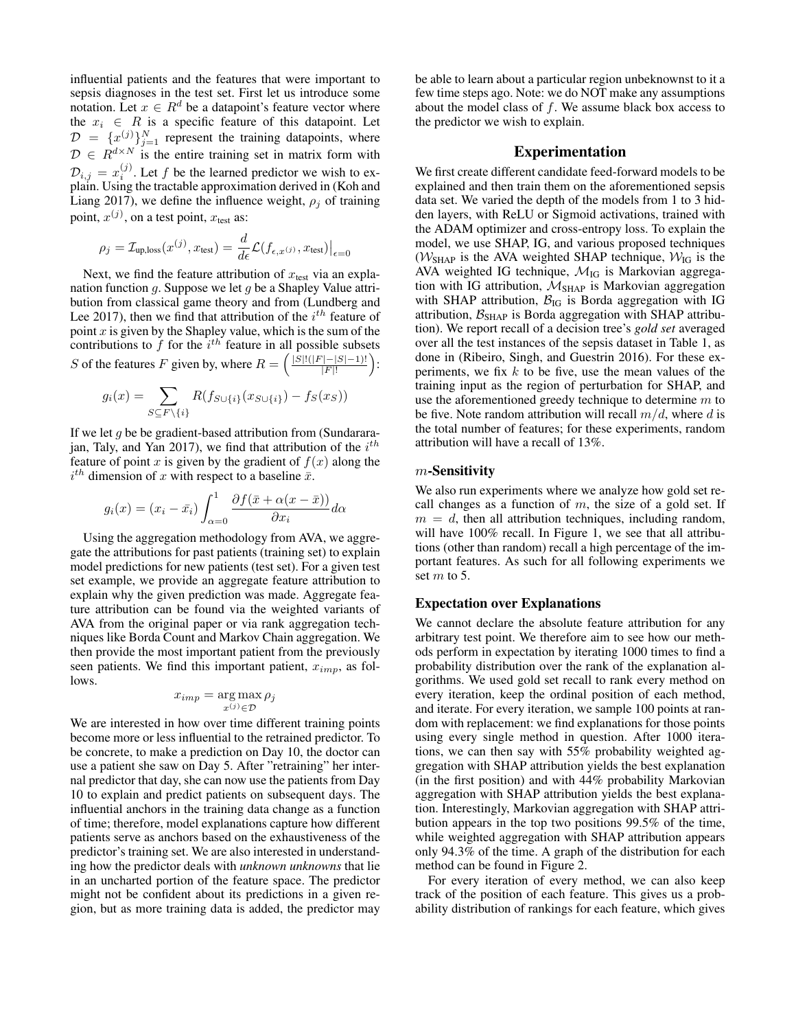influential patients and the features that were important to sepsis diagnoses in the test set. First let us introduce some notation. Let $x \in R^d$ be a datapoint's feature vector where the $x_i \in R$ is a specific feature of this datapoint. Let $\mathcal{D} = \{x^{(j)}\}_{j=1}^{N}$ represent the training datapoints, where $\mathcal{D} \in R^{d \times N}$ is the entire training set in matrix form with $\mathcal{D}_{i,j} = x_i^{(j)}$. Let $f$ be the learned predictor we wish to explain. Using the tractable approximation derived in (Koh and Liang 2017), we define the influence weight, $\rho_j$ of training point, $x^{(j)}$, on a test point, $x_{\text{test}}$ as:

$$\rho_j = \mathcal{I}_{\text{up,loss}}(x^{(j)}, x_{\text{test}}) = \frac{d}{d\epsilon}\mathcal{L}(f_{\epsilon, x^{(j)}}, x_{\text{test}})\big|_{\epsilon=0}$$

Next, we find the feature attribution of $x_{\text{test}}$ via an explanation function $g$. Suppose we let $g$ be a Shapley Value attribution from classical game theory and from (Lundberg and Lee 2017), then we find that attribution of the $i^{th}$ feature of point $x$ is given by the Shapley value, which is the sum of the contributions to $f$ for the $i^{th}$ feature in all possible subsets $S$ of the features $F$ given by, where $R = \left(\frac{|S|!(|F|-|S|-1)!}{|F|!}\right)$:

$$g_i(x) = \sum_{S \subseteq F \setminus \{i\}} R(f_{S \cup \{i\}}(x_{S \cup \{i\}}) - f_S(x_S))$$

If we let $g$ be be gradient-based attribution from (Sundararajan, Taly, and Yan 2017), we find that attribution of the $i^{th}$ feature of point $x$ is given by the gradient of $f(x)$ along the $i^{th}$ dimension of $x$ with respect to a baseline $\bar{x}$.

$$g_i(x) = (x_i - \bar{x_i}) \int_{\alpha=0}^{1} \frac{\partial f(\bar{x} + \alpha(x - \bar{x}))}{\partial x_i} d\alpha$$

Using the aggregation methodology from AVA, we aggregate the attributions for past patients (training set) to explain model predictions for new patients (test set). For a given test set example, we provide an aggregate feature attribution to explain why the given prediction was made. Aggregate feature attribution can be found via the weighted variants of AVA from the original paper or via rank aggregation techniques like Borda Count and Markov Chain aggregation. We then provide the most important patient from the previously seen patients. We find this important patient, $x_{imp}$, as follows.

$$x_{imp} = \underset{x^{(j)} \in \mathcal{D}}{\arg\max}\, \rho_j$$

We are interested in how over time different training points become more or less influential to the retrained predictor. To be concrete, to make a prediction on Day 10, the doctor can use a patient she saw on Day 5. After "retraining" her internal predictor that day, she can now use the patients from Day 10 to explain and predict patients on subsequent days. The influential anchors in the training data change as a function of time; therefore, model explanations capture how different patients serve as anchors based on the exhaustiveness of the predictor's training set. We are also interested in understanding how the predictor deals with *unknown unknowns* that lie in an uncharted portion of the feature space. The predictor might not be confident about its predictions in a given region, but as more training data is added, the predictor may be able to learn about a particular region unbeknownst to it a few time steps ago. Note: we do NOT make any assumptions about the model class of $f$. We assume black box access to the predictor we wish to explain.

## Experimentation

We first create different candidate feed-forward models to be explained and then train them on the aforementioned sepsis data set. We varied the depth of the models from 1 to 3 hidden layers, with ReLU or Sigmoid activations, trained with the ADAM optimizer and cross-entropy loss. To explain the model, we use SHAP, IG, and various proposed techniques ($\mathcal{W}_{\text{SHAP}}$ is the AVA weighted SHAP technique, $\mathcal{W}_{\text{IG}}$ is the AVA weighted IG technique, $\mathcal{M}_{\text{IG}}$ is Markovian aggregation with IG attribution, $\mathcal{M}_{\text{SHAP}}$ is Markovian aggregation with SHAP attribution, $\mathcal{B}_{\text{IG}}$ is Borda aggregation with IG attribution, $\mathcal{B}_{\text{SHAP}}$ is Borda aggregation with SHAP attribution). We report recall of a decision tree's *gold set* averaged over all the test instances of the sepsis dataset in Table 1, as done in (Ribeiro, Singh, and Guestrin 2016). For these experiments, we fix $k$ to be five, use the mean values of the training input as the region of perturbation for SHAP, and use the aforementioned greedy technique to determine $m$ to be five. Note random attribution will recall $m/d$, where $d$ is the total number of features; for these experiments, random attribution will have a recall of 13%.

### $m$-Sensitivity

We also run experiments where we analyze how gold set recall changes as a function of $m$, the size of a gold set. If $m = d$, then all attribution techniques, including random, will have 100% recall. In Figure 1, we see that all attributions (other than random) recall a high percentage of the important features. As such for all following experiments we set $m$ to 5.

### Expectation over Explanations

We cannot declare the absolute feature attribution for any arbitrary test point. We therefore aim to see how our methods perform in expectation by iterating 1000 times to find a probability distribution over the rank of the explanation algorithms. We used gold set recall to rank every method on every iteration, keep the ordinal position of each method, and iterate. For every iteration, we sample 100 points at random with replacement: we find explanations for those points using every single method in question. After 1000 iterations, we can then say with 55% probability weighted aggregation with SHAP attribution yields the best explanation (in the first position) and with 44% probability Markovian aggregation with SHAP attribution yields the best explanation. Interestingly, Markovian aggregation with SHAP attribution appears in the top two positions 99.5% of the time, while weighted aggregation with SHAP attribution appears only 94.3% of the time. A graph of the distribution for each method can be found in Figure 2.

For every iteration of every method, we can also keep track of the position of each feature. This gives us a probability distribution of rankings for each feature, which gives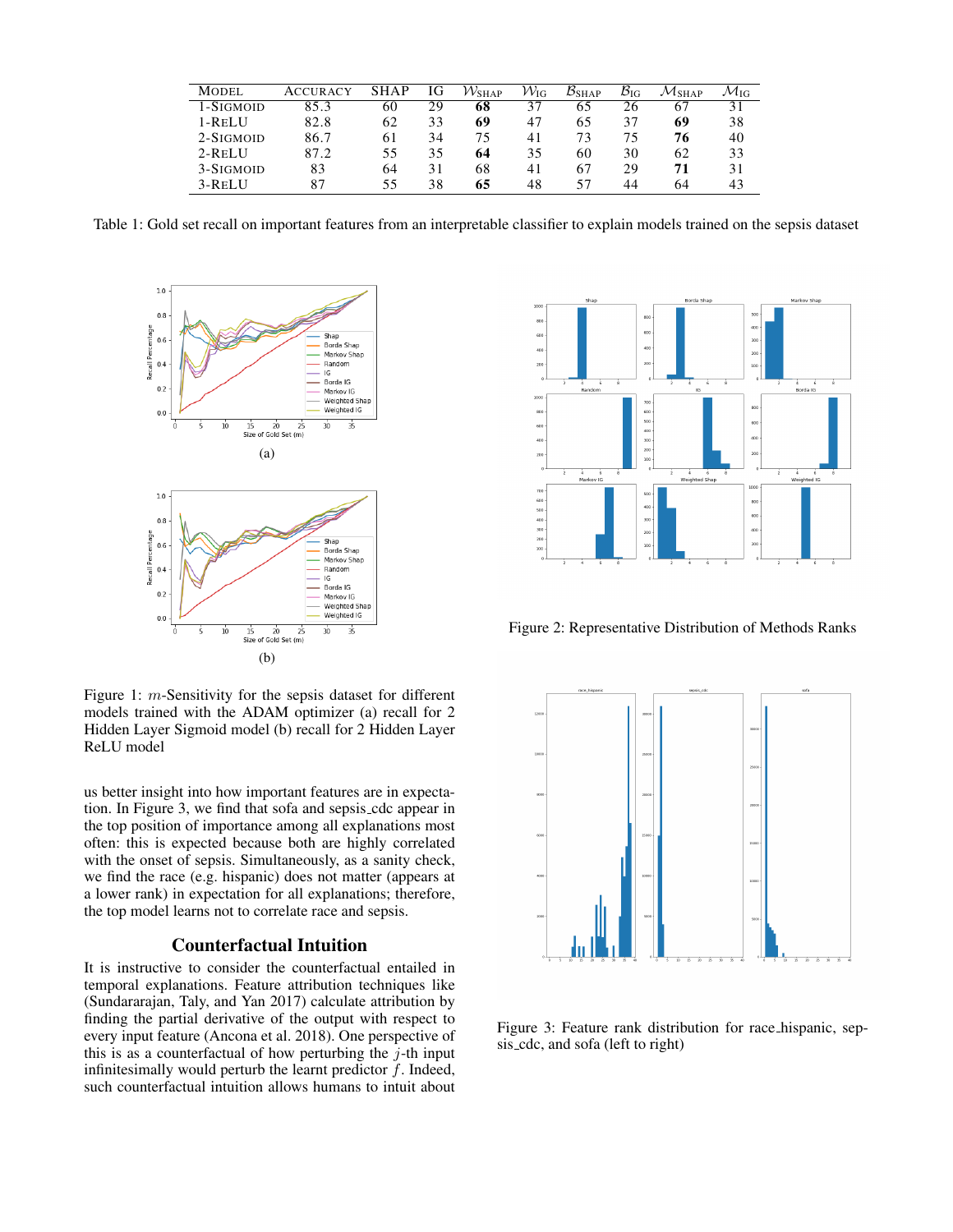| Model | Accuracy | SHAP | IG | $\mathcal{W}_{\text{SHAP}}$ | $\mathcal{W}_{\text{IG}}$ | $\mathcal{B}_{\text{SHAP}}$ | $\mathcal{B}_{\text{IG}}$ | $\mathcal{M}_{\text{SHAP}}$ | $\mathcal{M}_{\text{IG}}$ |
|---|---|---|---|---|---|---|---|---|---|
| 1-Sigmoid | 85.3 | 60 | 29 | **68** | 37 | 65 | 26 | 67 | 31 |
| 1-ReLU | 82.8 | 62 | 33 | **69** | 47 | 65 | 37 | **69** | 38 |
| 2-Sigmoid | 86.7 | 61 | 34 | 75 | 41 | 73 | 75 | **76** | 40 |
| 2-ReLU | 87.2 | 55 | 35 | **64** | 35 | 60 | 30 | 62 | 33 |
| 3-Sigmoid | 83 | 64 | 31 | 68 | 41 | 67 | 29 | **71** | 31 |
| 3-ReLU | 87 | 55 | 38 | **65** | 48 | 57 | 44 | 64 | 43 |

Table 1: Gold set recall on important features from an interpretable classifier to explain models trained on the sepsis dataset

(a)

(b)

Figure 1: $m$-Sensitivity for the sepsis dataset for different models trained with the ADAM optimizer (a) recall for 2 Hidden Layer Sigmoid model (b) recall for 2 Hidden Layer ReLU model

us better insight into how important features are in expectation. In Figure 3, we find that sofa and sepsis_cdc appear in the top position of importance among all explanations most often: this is expected because both are highly correlated with the onset of sepsis. Simultaneously, as a sanity check, we find the race (e.g. hispanic) does not matter (appears at a lower rank) in expectation for all explanations; therefore, the top model learns not to correlate race and sepsis.

## Counterfactual Intuition

It is instructive to consider the counterfactual entailed in temporal explanations. Feature attribution techniques like (Sundararajan, Taly, and Yan 2017) calculate attribution by finding the partial derivative of the output with respect to every input feature (Ancona et al. 2018). One perspective of this is as a counterfactual of how perturbing the $j$-th input infinitesimally would perturb the learnt predictor $f$. Indeed, such counterfactual intuition allows humans to intuit about

Figure 2: Representative Distribution of Methods Ranks

Figure 3: Feature rank distribution for race_hispanic, sepsis_cdc, and sofa (left to right)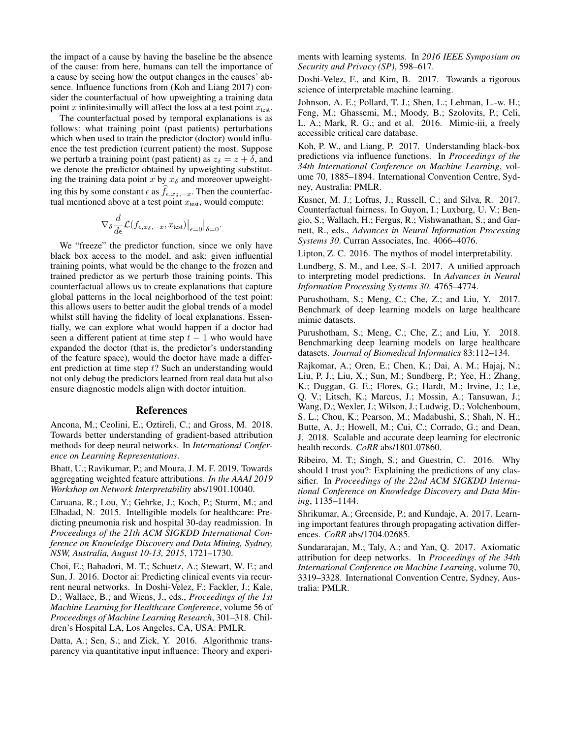the impact of a cause by having the baseline be the absence of the cause: from here, humans can tell the importance of a cause by seeing how the output changes in the causes' absence. Influence functions from (Koh and Liang 2017) consider the counterfactual of how upweighting a training data point $x$ infinitesimally will affect the loss at a test point $x_{\text{test}}$.

The counterfactual posed by temporal explanations is as follows: what training point (past patients) perturbations which when used to train the predictor (doctor) would influence the test prediction (current patient) the most. Suppose we perturb a training point (past patient) as $z_\delta = z + \delta$, and we denote the predictor obtained by upweighting substituting the training data point $x$ by $x_\delta$ and moreover upweighting this by some constant $\epsilon$ as $\widehat{f}_{\epsilon, x_\delta, -x}$. Then the counterfactual mentioned above at a test point $x_{\text{test}}$, would compute:

$$\nabla_\delta \frac{d}{d\epsilon} \mathcal{L}(f_{\epsilon, x_\delta, -x}, x_{\text{test}})\big|_{\epsilon=0}\big|_{\delta=0}.$$

We "freeze" the predictor function, since we only have black box access to the model, and ask: given influential training points, what would be the change to the frozen and trained predictor as we perturb those training points. This counterfactual allows us to create explanations that capture global patterns in the local neighborhood of the test point: this allows users to better audit the global trends of a model whilst still having the fidelity of local explanations. Essentially, we can explore what would happen if a doctor had seen a different patient at time step $t-1$ who would have expanded the doctor (that is, the predictor's understanding of the feature space), would the doctor have made a different prediction at time step $t$? Such an understanding would not only debug the predictors learned from real data but also ensure diagnostic models align with doctor intuition.

## References

Ancona, M.; Ceolini, E.; Oztireli, C.; and Gross, M. 2018. Towards better understanding of gradient-based attribution methods for deep neural networks. In *International Conference on Learning Representations*.

Bhatt, U.; Ravikumar, P.; and Moura, J. M. F. 2019. Towards aggregating weighted feature attributions. *In the AAAI 2019 Workshop on Network Interpretability* abs/1901.10040.

Caruana, R.; Lou, Y.; Gehrke, J.; Koch, P.; Sturm, M.; and Elhadad, N. 2015. Intelligible models for healthcare: Predicting pneumonia risk and hospital 30-day readmission. In *Proceedings of the 21th ACM SIGKDD International Conference on Knowledge Discovery and Data Mining, Sydney, NSW, Australia, August 10-13, 2015*, 1721–1730.

Choi, E.; Bahadori, M. T.; Schuetz, A.; Stewart, W. F.; and Sun, J. 2016. Doctor ai: Predicting clinical events via recurrent neural networks. In Doshi-Velez, F.; Fackler, J.; Kale, D.; Wallace, B.; and Wiens, J., eds., *Proceedings of the 1st Machine Learning for Healthcare Conference*, volume 56 of *Proceedings of Machine Learning Research*, 301–318. Children's Hospital LA, Los Angeles, CA, USA: PMLR.

Datta, A.; Sen, S.; and Zick, Y. 2016. Algorithmic transparency via quantitative input influence: Theory and experiments with learning systems. In *2016 IEEE Symposium on Security and Privacy (SP)*, 598–617.

Doshi-Velez, F., and Kim, B. 2017. Towards a rigorous science of interpretable machine learning.

Johnson, A. E.; Pollard, T. J.; Shen, L.; Lehman, L.-w. H.; Feng, M.; Ghassemi, M.; Moody, B.; Szolovits, P.; Celi, L. A.; Mark, R. G.; and et al. 2016. Mimic-iii, a freely accessible critical care database.

Koh, P. W., and Liang, P. 2017. Understanding black-box predictions via influence functions. In *Proceedings of the 34th International Conference on Machine Learning*, volume 70, 1885–1894. International Convention Centre, Sydney, Australia: PMLR.

Kusner, M. J.; Loftus, J.; Russell, C.; and Silva, R. 2017. Counterfactual fairness. In Guyon, I.; Luxburg, U. V.; Bengio, S.; Wallach, H.; Fergus, R.; Vishwanathan, S.; and Garnett, R., eds., *Advances in Neural Information Processing Systems 30*. Curran Associates, Inc. 4066–4076.

Lipton, Z. C. 2016. The mythos of model interpretability.

Lundberg, S. M., and Lee, S.-I. 2017. A unified approach to interpreting model predictions. In *Advances in Neural Information Processing Systems 30*. 4765–4774.

Purushotham, S.; Meng, C.; Che, Z.; and Liu, Y. 2017. Benchmark of deep learning models on large healthcare mimic datasets.

Purushotham, S.; Meng, C.; Che, Z.; and Liu, Y. 2018. Benchmarking deep learning models on large healthcare datasets. *Journal of Biomedical Informatics* 83:112–134.

Rajkomar, A.; Oren, E.; Chen, K.; Dai, A. M.; Hajaj, N.; Liu, P. J.; Liu, X.; Sun, M.; Sundberg, P.; Yee, H.; Zhang, K.; Duggan, G. E.; Flores, G.; Hardt, M.; Irvine, J.; Le, Q. V.; Litsch, K.; Marcus, J.; Mossin, A.; Tansuwan, J.; Wang, D.; Wexler, J.; Wilson, J.; Ludwig, D.; Volchenboum, S. L.; Chou, K.; Pearson, M.; Madabushi, S.; Shah, N. H.; Butte, A. J.; Howell, M.; Cui, C.; Corrado, G.; and Dean, J. 2018. Scalable and accurate deep learning for electronic health records. *CoRR* abs/1801.07860.

Ribeiro, M. T.; Singh, S.; and Guestrin, C. 2016. Why should I trust you?: Explaining the predictions of any classifier. In *Proceedings of the 22nd ACM SIGKDD International Conference on Knowledge Discovery and Data Mining*, 1135–1144.

Shrikumar, A.; Greenside, P.; and Kundaje, A. 2017. Learning important features through propagating activation differences. *CoRR* abs/1704.02685.

Sundararajan, M.; Taly, A.; and Yan, Q. 2017. Axiomatic attribution for deep networks. In *Proceedings of the 34th International Conference on Machine Learning*, volume 70, 3319–3328. International Convention Centre, Sydney, Australia: PMLR.